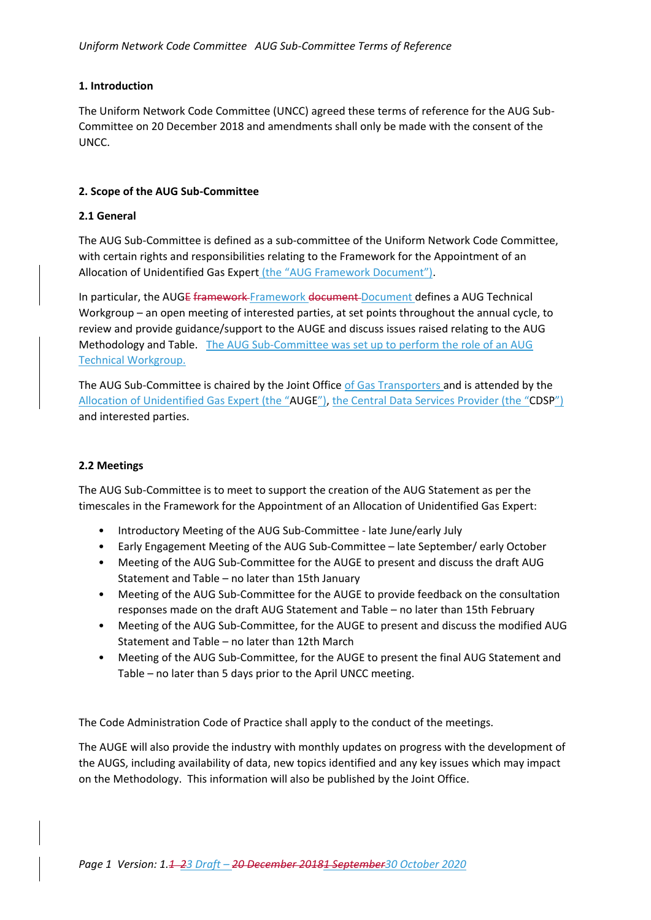## 1. Introduction

The Uniform Network Code Committee (UNCC) agreed these terms of reference for the AUG Sub-Committee on 20 December 2018 and amendments shall only be made with the consent of the UNCC.

## 2. Scope of the AUG Sub-Committee

### 2.1 General

The AUG Sub-Committee is defined as a sub-committee of the Uniform Network Code Committee, with certain rights and responsibilities relating to the Framework for the Appointment of an Allocation of Unidentified Gas Expert (the "AUG Framework Document").

In particular, the AUG~~E~~ ~~framework~~ Framework ~~document~~ Document defines a AUG Technical Workgroup – an open meeting of interested parties, at set points throughout the annual cycle, to review and provide guidance/support to the AUGE and discuss issues raised relating to the AUG Methodology and Table. The AUG Sub-Committee was set up to perform the role of an AUG Technical Workgroup.

The AUG Sub-Committee is chaired by the Joint Office of Gas Transporters and is attended by the Allocation of Unidentified Gas Expert (the "AUGE"), the Central Data Services Provider (the "CDSP") and interested parties.

### 2.2 Meetings

The AUG Sub-Committee is to meet to support the creation of the AUG Statement as per the timescales in the Framework for the Appointment of an Allocation of Unidentified Gas Expert:

- Introductory Meeting of the AUG Sub-Committee - late June/early July
- Early Engagement Meeting of the AUG Sub-Committee – late September/ early October
- Meeting of the AUG Sub-Committee for the AUGE to present and discuss the draft AUG Statement and Table – no later than 15th January
- Meeting of the AUG Sub-Committee for the AUGE to provide feedback on the consultation responses made on the draft AUG Statement and Table – no later than 15th February
- Meeting of the AUG Sub-Committee, for the AUGE to present and discuss the modified AUG Statement and Table – no later than 12th March
- Meeting of the AUG Sub-Committee, for the AUGE to present the final AUG Statement and Table – no later than 5 days prior to the April UNCC meeting.

The Code Administration Code of Practice shall apply to the conduct of the meetings.

The AUGE will also provide the industry with monthly updates on progress with the development of the AUGS, including availability of data, new topics identified and any key issues which may impact on the Methodology. This information will also be published by the Joint Office.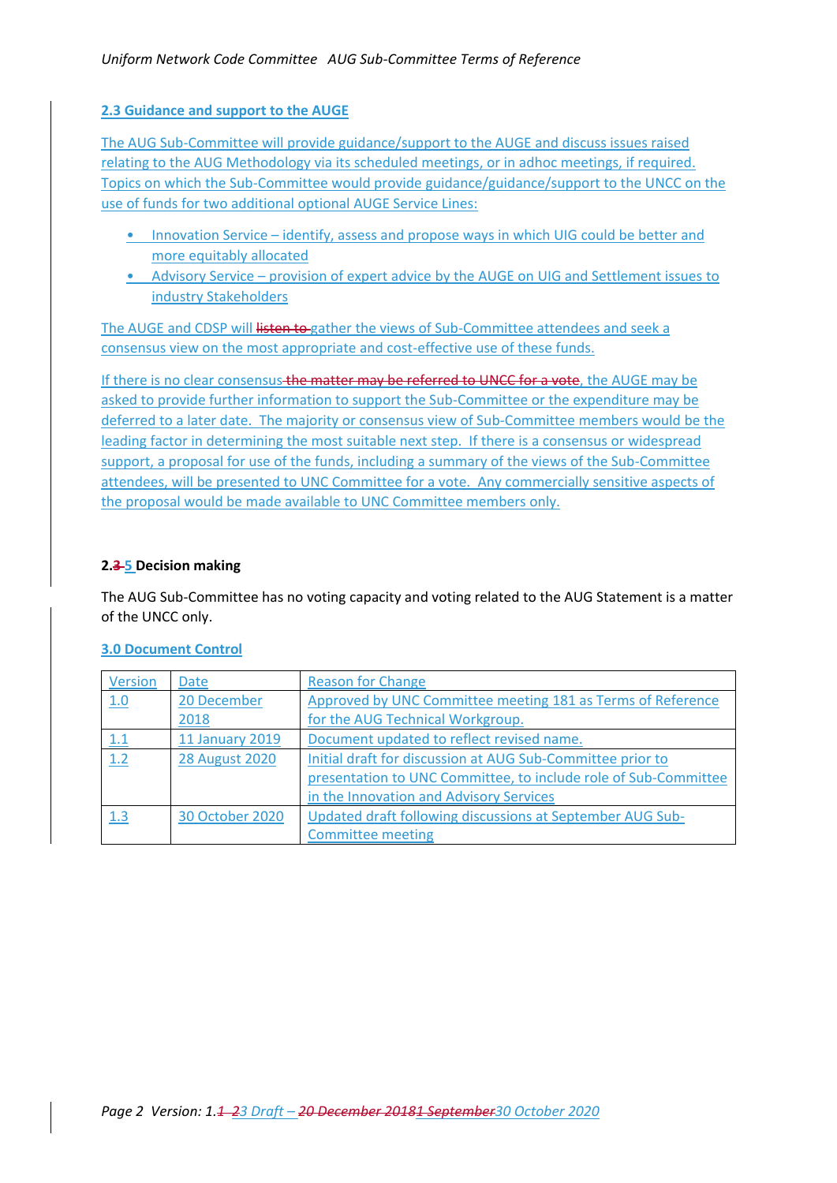## 2.3 Guidance and support to the AUGE

The AUG Sub-Committee will provide guidance/support to the AUGE and discuss issues raised relating to the AUG Methodology via its scheduled meetings, or in adhoc meetings, if required. Topics on which the Sub-Committee would provide guidance/guidance/support to the UNCC on the use of funds for two additional optional AUGE Service Lines:

- Innovation Service – identify, assess and propose ways in which UIG could be better and more equitably allocated
- Advisory Service – provision of expert advice by the AUGE on UIG and Settlement issues to industry Stakeholders

The AUGE and CDSP will ~~listen to~~ gather the views of Sub-Committee attendees and seek a consensus view on the most appropriate and cost-effective use of these funds.

If there is no clear consensus ~~the matter may be referred to UNCC for a vote~~, the AUGE may be asked to provide further information to support the Sub-Committee or the expenditure may be deferred to a later date. The majority or consensus view of Sub-Committee members would be the leading factor in determining the most suitable next step. If there is a consensus or widespread support, a proposal for use of the funds, including a summary of the views of the Sub-Committee attendees, will be presented to UNC Committee for a vote. Any commercially sensitive aspects of the proposal would be made available to UNC Committee members only.

## 2.~~3~~ 5 Decision making

The AUG Sub-Committee has no voting capacity and voting related to the AUG Statement is a matter of the UNCC only.

## 3.0 Document Control

| Version | Date | Reason for Change |
|---|---|---|
| 1.0 | 20 December 2018 | Approved by UNC Committee meeting 181 as Terms of Reference for the AUG Technical Workgroup. |
| 1.1 | 11 January 2019 | Document updated to reflect revised name. |
| 1.2 | 28 August 2020 | Initial draft for discussion at AUG Sub-Committee prior to presentation to UNC Committee, to include role of Sub-Committee in the Innovation and Advisory Services |
| 1.3 | 30 October 2020 | Updated draft following discussions at September AUG Sub-Committee meeting |